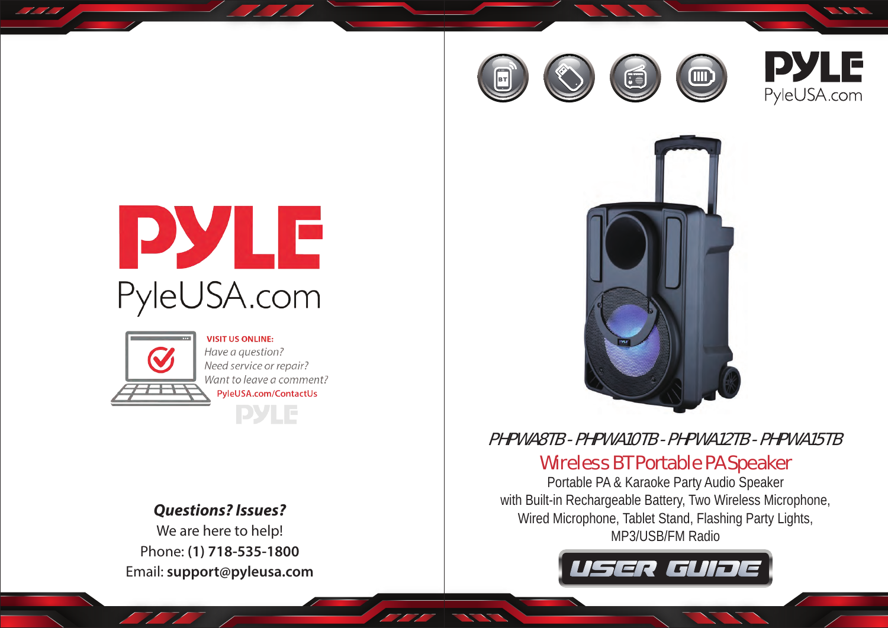# PYLE

PyleUSA.com

**VISIT US ONLINE:**

*Have a question?*

*Need service or repair?*

*Want to leave a comment?*

PyleUSA.com/ContactUs

***Questions? Issues?***

We are here to help!

Phone: **(1) 718-535-1800**

Email: **support@pyleusa.com**

PYLE

PyleUSA.com

*PHPWA8TB - PHPWA10TB - PHPWA12TB - PHPWA15TB*

## Wireless BT Portable PA Speaker

Portable PA & Karaoke Party Audio Speaker with Built-in Rechargeable Battery, Two Wireless Microphone, Wired Microphone, Tablet Stand, Flashing Party Lights, MP3/USB/FM Radio

**USER GUIDE**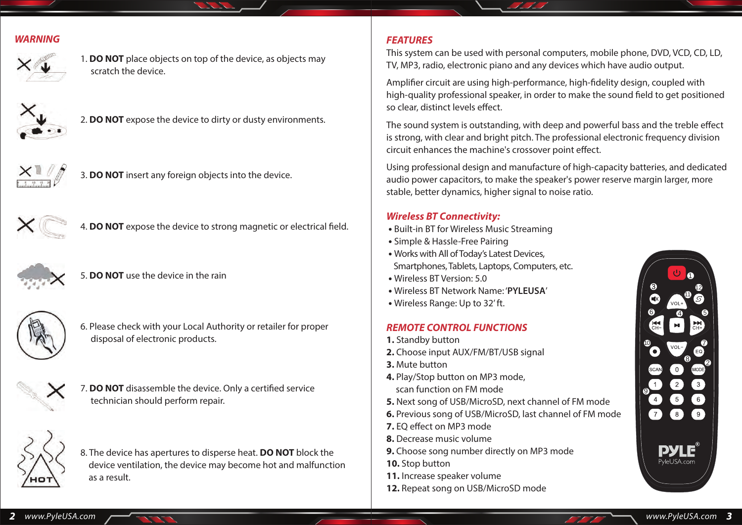## WARNING

1. **DO NOT** place objects on top of the device, as objects may scratch the device.

2. **DO NOT** expose the device to dirty or dusty environments.

3. **DO NOT** insert any foreign objects into the device.

4. **DO NOT** expose the device to strong magnetic or electrical field.

5. **DO NOT** use the device in the rain

6. Please check with your Local Authority or retailer for proper disposal of electronic products.

7. **DO NOT** disassemble the device. Only a certified service technician should perform repair.

8. The device has apertures to disperse heat. **DO NOT** block the device ventilation, the device may become hot and malfunction as a result.

## FEATURES

This system can be used with personal computers, mobile phone, DVD, VCD, CD, LD, TV, MP3, radio, electronic piano and any devices which have audio output.

Amplifier circuit are using high-performance, high-fidelity design, coupled with high-quality professional speaker, in order to make the sound field to get positioned so clear, distinct levels effect.

The sound system is outstanding, with deep and powerful bass and the treble effect is strong, with clear and bright pitch. The professional electronic frequency division circuit enhances the machine's crossover point effect.

Using professional design and manufacture of high-capacity batteries, and dedicated audio power capacitors, to make the speaker's power reserve margin larger, more stable, better dynamics, higher signal to noise ratio.

### Wireless BT Connectivity:

- Built-in BT for Wireless Music Streaming
- Simple & Hassle-Free Pairing
- Works with All of Today's Latest Devices, Smartphones, Tablets, Laptops, Computers, etc.
- Wireless BT Version: 5.0
- Wireless BT Network Name: '**PYLEUSA**'
- Wireless Range: Up to 32' ft.

### REMOTE CONTROL FUNCTIONS

**1.** Standby button
**2.** Choose input AUX/FM/BT/USB signal
**3.** Mute button
**4.** Play/Stop button on MP3 mode, scan function on FM mode
**5.** Next song of USB/MicroSD, next channel of FM mode
**6.** Previous song of USB/MicroSD, last channel of FM mode
**7.** EQ effect on MP3 mode
**8.** Decrease music volume
**9.** Choose song number directly on MP3 mode
**10.** Stop button
**11.** Increase speaker volume
**12.** Repeat song on USB/MicroSD mode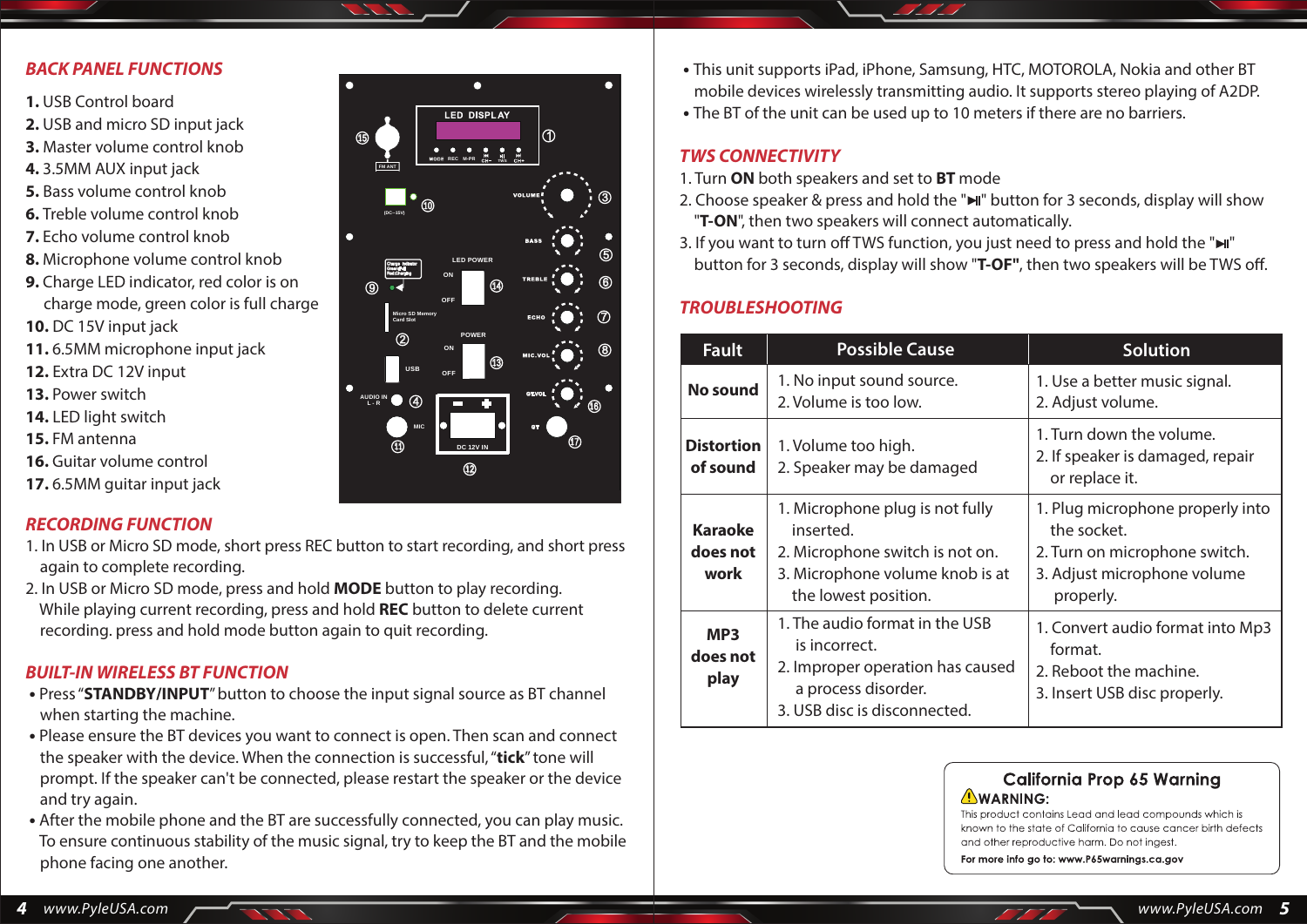## BACK PANEL FUNCTIONS

1. USB Control board
2. USB and micro SD input jack
3. Master volume control knob
4. 3.5MM AUX input jack
5. Bass volume control knob
6. Treble volume control knob
7. Echo volume control knob
8. Microphone volume control knob
9. Charge LED indicator, red color is on charge mode, green color is full charge
10. DC 15V input jack
11. 6.5MM microphone input jack
12. Extra DC 12V input
13. Power switch
14. LED light switch
15. FM antenna
16. Guitar volume control
17. 6.5MM guitar input jack

LED DISPLAY
MODE REC M-PR CH- TWS CH+
FM ANT
VOLUME
[DC~15V]
BASS
TREBLE
ECHO
MIC.VOL
GT.VOL
GT
LED POWER
ON
OFF
Charge Indicator
Micro SD Memory Card Slot
POWER
ON
OFF
USB
AUDIO IN L - R
MIC
DC 12V IN

## RECORDING FUNCTION

1. In USB or Micro SD mode, short press REC button to start recording, and short press again to complete recording.
2. In USB or Micro SD mode, press and hold **MODE** button to play recording. While playing current recording, press and hold **REC** button to delete current recording. press and hold mode button again to quit recording.

## BUILT-IN WIRELESS BT FUNCTION

- Press "**STANDBY/INPUT**" button to choose the input signal source as BT channel when starting the machine.
- Please ensure the BT devices you want to connect is open. Then scan and connect the speaker with the device. When the connection is successful, "**tick**" tone will prompt. If the speaker can't be connected, please restart the speaker or the device and try again.
- After the mobile phone and the BT are successfully connected, you can play music. To ensure continuous stability of the music signal, try to keep the BT and the mobile phone facing one another.
- This unit supports iPad, iPhone, Samsung, HTC, MOTOROLA, Nokia and other BT mobile devices wirelessly transmitting audio. It supports stereo playing of A2DP.
- The BT of the unit can be used up to 10 meters if there are no barriers.

## TWS CONNECTIVITY

1. Turn **ON** both speakers and set to **BT** mode
2. Choose speaker & press and hold the "⏯" button for 3 seconds, display will show "**T-ON**", then two speakers will connect automatically.
3. If you want to turn off TWS function, you just need to press and hold the "⏯" button for 3 seconds, display will show "**T-OF"**, then two speakers will be TWS off.

## TROUBLESHOOTING

| Fault | Possible Cause | Solution |
|---|---|---|
| **No sound** | 1. No input sound source.<br>2. Volume is too low. | 1. Use a better music signal.<br>2. Adjust volume. |
| **Distortion of sound** | 1. Volume too high.<br>2. Speaker may be damaged | 1. Turn down the volume.<br>2. If speaker is damaged, repair or replace it. |
| **Karaoke does not work** | 1. Microphone plug is not fully inserted.<br>2. Microphone switch is not on.<br>3. Microphone volume knob is at the lowest position. | 1. Plug microphone properly into the socket.<br>2. Turn on microphone switch.<br>3. Adjust microphone volume properly. |
| **MP3 does not play** | 1. The audio format in the USB is incorrect.<br>2. Improper operation has caused a process disorder.<br>3. USB disc is disconnected. | 1. Convert audio format into Mp3 format.<br>2. Reboot the machine.<br>3. Insert USB disc properly. |

**California Prop 65 Warning**

⚠**WARNING:**
This product contains Lead and lead compounds which is known to the state of California to cause cancer birth defects and other reproductive harm. Do not ingest.
**For more info go to: www.P65warnings.ca.gov**